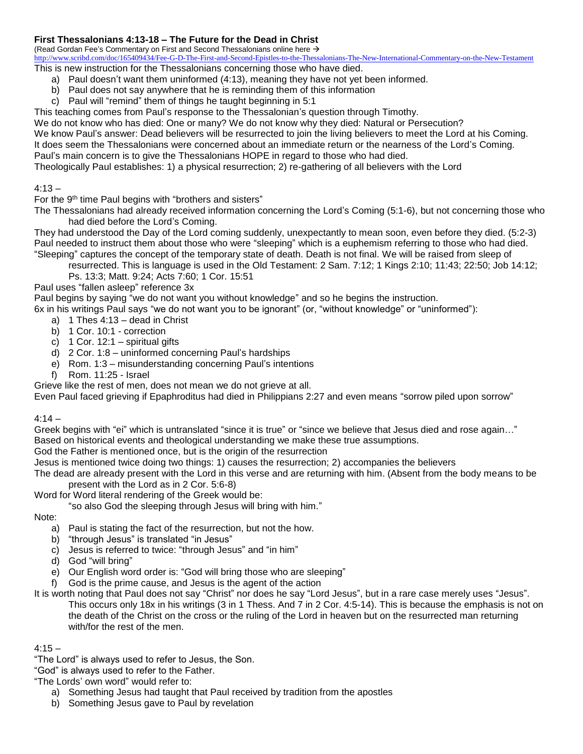**First Thessalonians 4:13-18 – The Future for the Dead in Christ**

(Read Gordan Fee's Commentary on First and Second Thessalonians online here →
http://www.scribd.com/doc/165409434/Fee-G-D-The-First-and-Second-Epistles-to-the-Thessalonians-The-New-International-Commentary-on-the-New-Testament

This is new instruction for the Thessalonians concerning those who have died.

a) Paul doesn't want them uninformed (4:13), meaning they have not yet been informed.
b) Paul does not say anywhere that he is reminding them of this information
c) Paul will "remind" them of things he taught beginning in 5:1

This teaching comes from Paul's response to the Thessalonian's question through Timothy.
We do not know who has died: One or many? We do not know why they died: Natural or Persecution?
We know Paul's answer: Dead believers will be resurrected to join the living believers to meet the Lord at his Coming.
It does seem the Thessalonians were concerned about an immediate return or the nearness of the Lord's Coming.
Paul's main concern is to give the Thessalonians HOPE in regard to those who had died.
Theologically Paul establishes: 1) a physical resurrection; 2) re-gathering of all believers with the Lord

4:13 –

For the 9th time Paul begins with "brothers and sisters"
The Thessalonians had already received information concerning the Lord's Coming (5:1-6), but not concerning those who had died before the Lord's Coming.
They had understood the Day of the Lord coming suddenly, unexpectantly to mean soon, even before they died. (5:2-3)
Paul needed to instruct them about those who were "sleeping" which is a euphemism referring to those who had died.
"Sleeping" captures the concept of the temporary state of death. Death is not final. We will be raised from sleep of resurrected. This is language is used in the Old Testament: 2 Sam. 7:12; 1 Kings 2:10; 11:43; 22:50; Job 14:12; Ps. 13:3; Matt. 9:24; Acts 7:60; 1 Cor. 15:51
Paul uses "fallen asleep" reference 3x
Paul begins by saying "we do not want you without knowledge" and so he begins the instruction.
6x in his writings Paul says "we do not want you to be ignorant" (or, "without knowledge" or "uninformed"):

a) 1 Thes 4:13 – dead in Christ
b) 1 Cor. 10:1 - correction
c) 1 Cor. 12:1 – spiritual gifts
d) 2 Cor. 1:8 – uninformed concerning Paul's hardships
e) Rom. 1:3 – misunderstanding concerning Paul's intentions
f) Rom. 11:25 - Israel

Grieve like the rest of men, does not mean we do not grieve at all.
Even Paul faced grieving if Epaphroditus had died in Philippians 2:27 and even means "sorrow piled upon sorrow"

4:14 –

Greek begins with "ei" which is untranslated "since it is true" or "since we believe that Jesus died and rose again…"
Based on historical events and theological understanding we make these true assumptions.
God the Father is mentioned once, but is the origin of the resurrection
Jesus is mentioned twice doing two things: 1) causes the resurrection; 2) accompanies the believers
The dead are already present with the Lord in this verse and are returning with him. (Absent from the body means to be present with the Lord as in 2 Cor. 5:6-8)
Word for Word literal rendering of the Greek would be:

"so also God the sleeping through Jesus will bring with him."

Note:

a) Paul is stating the fact of the resurrection, but not the how.
b) "through Jesus" is translated "in Jesus"
c) Jesus is referred to twice: "through Jesus" and "in him"
d) God "will bring"
e) Our English word order is: "God will bring those who are sleeping"
f) God is the prime cause, and Jesus is the agent of the action

It is worth noting that Paul does not say "Christ" nor does he say "Lord Jesus", but in a rare case merely uses "Jesus". This occurs only 18x in his writings (3 in 1 Thess. And 7 in 2 Cor. 4:5-14). This is because the emphasis is not on the death of the Christ on the cross or the ruling of the Lord in heaven but on the resurrected man returning with/for the rest of the men.

4:15 –

"The Lord" is always used to refer to Jesus, the Son.
"God" is always used to refer to the Father.
"The Lords' own word" would refer to:

a) Something Jesus had taught that Paul received by tradition from the apostles
b) Something Jesus gave to Paul by revelation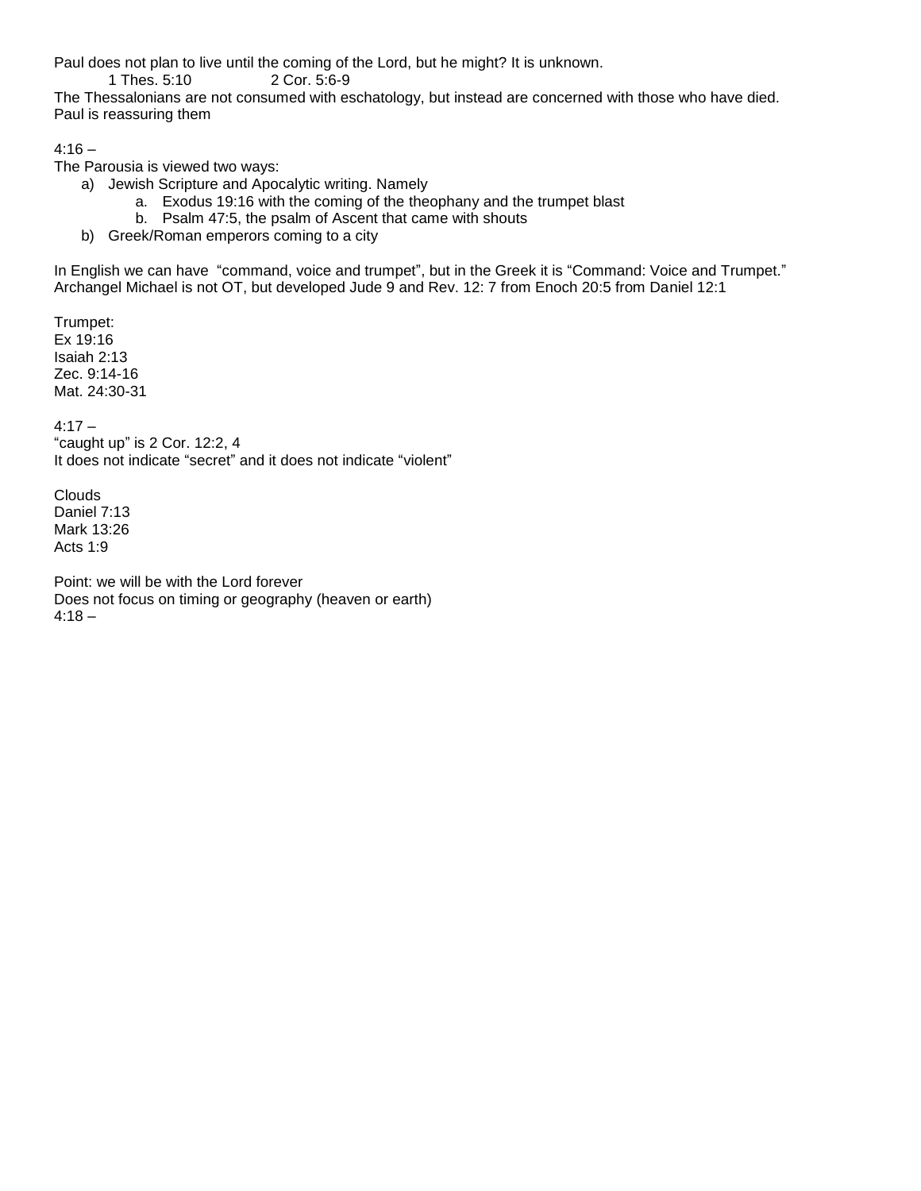Paul does not plan to live until the coming of the Lord, but he might? It is unknown.

1 Thes. 5:10 2 Cor. 5:6-9

The Thessalonians are not consumed with eschatology, but instead are concerned with those who have died. Paul is reassuring them

4:16 –

The Parousia is viewed two ways:

a) Jewish Scripture and Apocalytic writing. Namely
   a. Exodus 19:16 with the coming of the theophany and the trumpet blast
   b. Psalm 47:5, the psalm of Ascent that came with shouts
b) Greek/Roman emperors coming to a city

In English we can have "command, voice and trumpet", but in the Greek it is "Command: Voice and Trumpet."
Archangel Michael is not OT, but developed Jude 9 and Rev. 12: 7 from Enoch 20:5 from Daniel 12:1

Trumpet:
Ex 19:16
Isaiah 2:13
Zec. 9:14-16
Mat. 24:30-31

4:17 –
"caught up" is 2 Cor. 12:2, 4
It does not indicate "secret" and it does not indicate "violent"

Clouds
Daniel 7:13
Mark 13:26
Acts 1:9

Point: we will be with the Lord forever
Does not focus on timing or geography (heaven or earth)
4:18 –